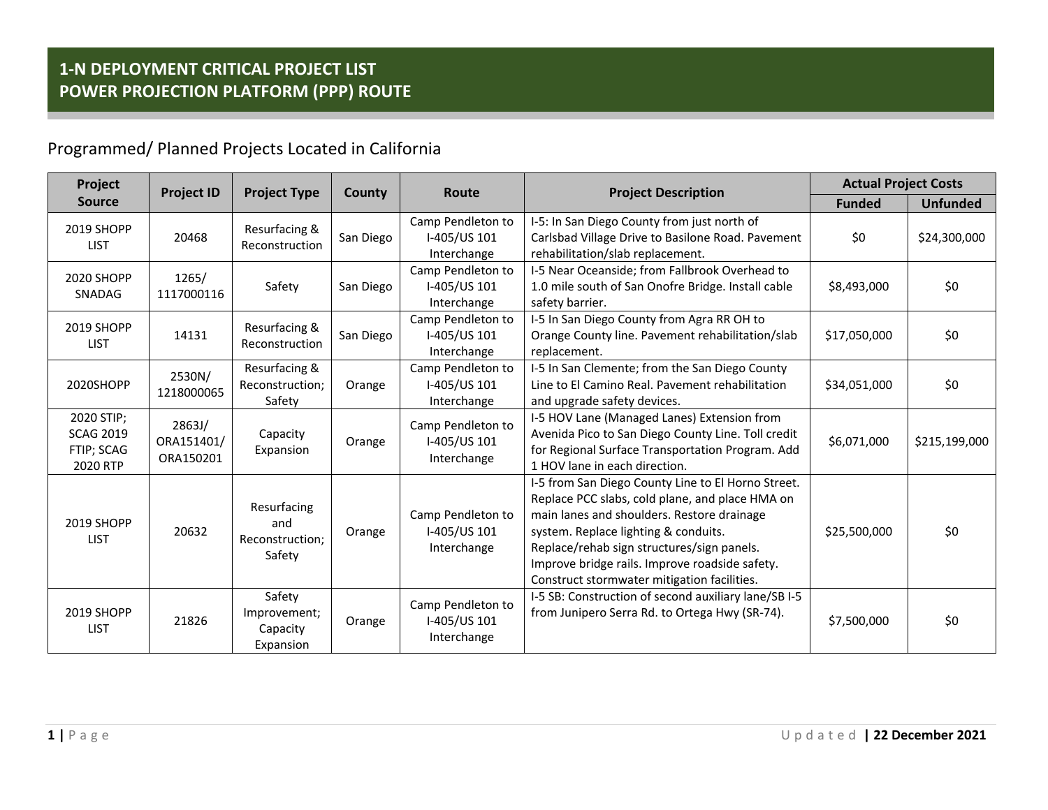# 1-N DEPLOYMENT CRITICAL PROJECT LIST
# POWER PROJECTION PLATFORM (PPP) ROUTE

## Programmed/ Planned Projects Located in California

| Project Source | Project ID | Project Type | County | Route | Project Description | Actual Project Costs | |
|---|---|---|---|---|---|---|---|
| | | | | | | Funded | Unfunded |
| 2019 SHOPP LIST | 20468 | Resurfacing & Reconstruction | San Diego | Camp Pendleton to I-405/US 101 Interchange | I-5: In San Diego County from just north of Carlsbad Village Drive to Basilone Road. Pavement rehabilitation/slab replacement. | $0 | $24,300,000 |
| 2020 SHOPP SNADAG | 1265/ 1117000116 | Safety | San Diego | Camp Pendleton to I-405/US 101 Interchange | I-5 Near Oceanside; from Fallbrook Overhead to 1.0 mile south of San Onofre Bridge. Install cable safety barrier. | $8,493,000 | $0 |
| 2019 SHOPP LIST | 14131 | Resurfacing & Reconstruction | San Diego | Camp Pendleton to I-405/US 101 Interchange | I-5 In San Diego County from Agra RR OH to Orange County line. Pavement rehabilitation/slab replacement. | $17,050,000 | $0 |
| 2020SHOPP | 2530N/ 1218000065 | Resurfacing & Reconstruction; Safety | Orange | Camp Pendleton to I-405/US 101 Interchange | I-5 In San Clemente; from the San Diego County Line to El Camino Real. Pavement rehabilitation and upgrade safety devices. | $34,051,000 | $0 |
| 2020 STIP; SCAG 2019 FTIP; SCAG 2020 RTP | 2863J/ ORA151401/ ORA150201 | Capacity Expansion | Orange | Camp Pendleton to I-405/US 101 Interchange | I-5 HOV Lane (Managed Lanes) Extension from Avenida Pico to San Diego County Line. Toll credit for Regional Surface Transportation Program. Add 1 HOV lane in each direction. | $6,071,000 | $215,199,000 |
| 2019 SHOPP LIST | 20632 | Resurfacing and Reconstruction; Safety | Orange | Camp Pendleton to I-405/US 101 Interchange | I-5 from San Diego County Line to El Horno Street. Replace PCC slabs, cold plane, and place HMA on main lanes and shoulders. Restore drainage system. Replace lighting & conduits. Replace/rehab sign structures/sign panels. Improve bridge rails. Improve roadside safety. Construct stormwater mitigation facilities. | $25,500,000 | $0 |
| 2019 SHOPP LIST | 21826 | Safety Improvement; Capacity Expansion | Orange | Camp Pendleton to I-405/US 101 Interchange | I-5 SB: Construction of second auxiliary lane/SB I-5 from Junipero Serra Rd. to Ortega Hwy (SR-74). | $7,500,000 | $0 |

Updated | 22 December 2021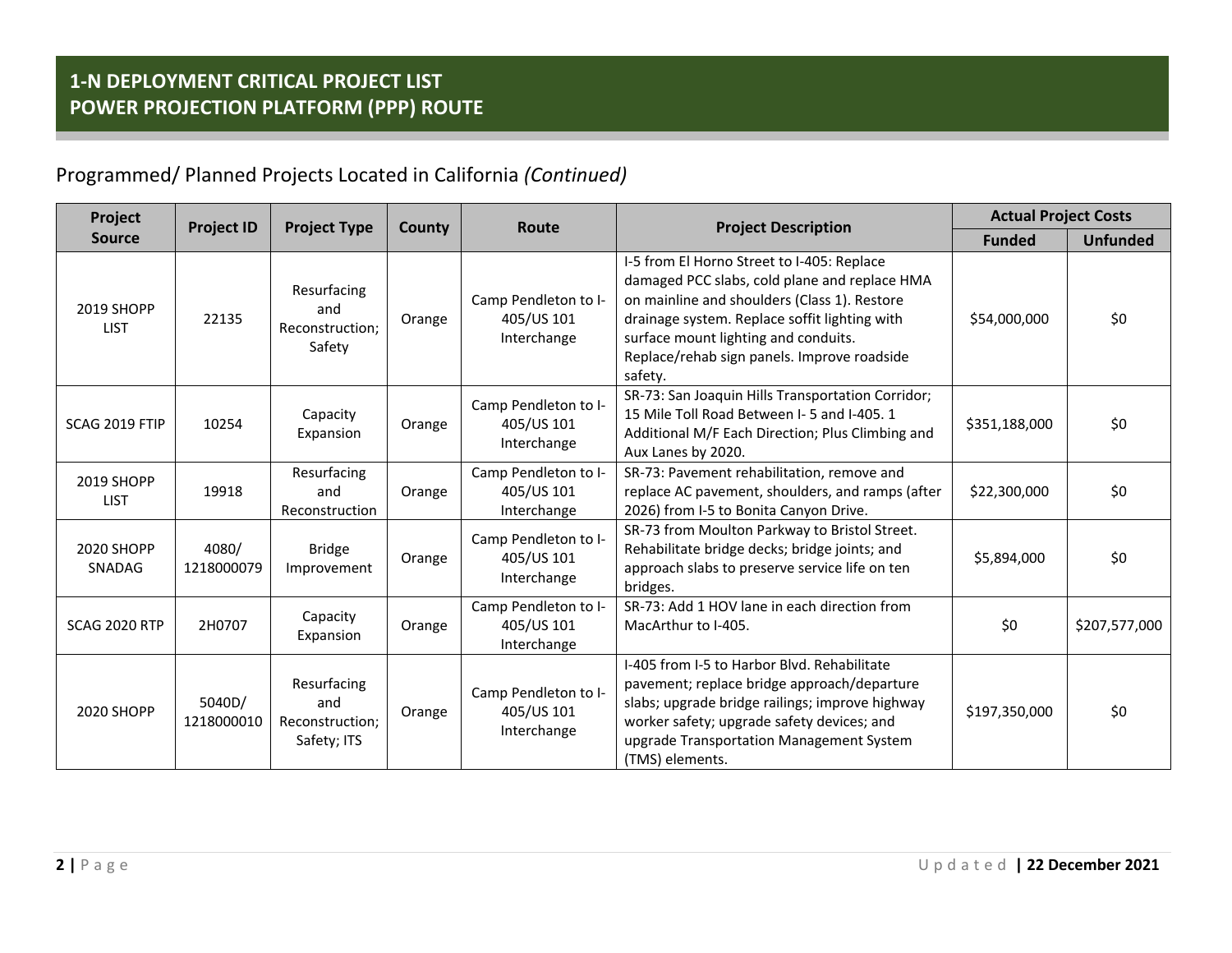## 1-N DEPLOYMENT CRITICAL PROJECT LIST
## POWER PROJECTION PLATFORM (PPP) ROUTE

### Programmed/ Planned Projects Located in California *(Continued)*

| Project Source | Project ID | Project Type | County | Route | Project Description | Actual Project Costs | |
|---|---|---|---|---|---|---|---|
| | | | | | | Funded | Unfunded |
| 2019 SHOPP LIST | 22135 | Resurfacing and Reconstruction; Safety | Orange | Camp Pendleton to I-405/US 101 Interchange | I-5 from El Horno Street to I-405: Replace damaged PCC slabs, cold plane and replace HMA on mainline and shoulders (Class 1). Restore drainage system. Replace soffit lighting with surface mount lighting and conduits. Replace/rehab sign panels. Improve roadside safety. | $54,000,000 | $0 |
| SCAG 2019 FTIP | 10254 | Capacity Expansion | Orange | Camp Pendleton to I-405/US 101 Interchange | SR-73: San Joaquin Hills Transportation Corridor; 15 Mile Toll Road Between I- 5 and I-405. 1 Additional M/F Each Direction; Plus Climbing and Aux Lanes by 2020. | $351,188,000 | $0 |
| 2019 SHOPP LIST | 19918 | Resurfacing and Reconstruction | Orange | Camp Pendleton to I-405/US 101 Interchange | SR-73: Pavement rehabilitation, remove and replace AC pavement, shoulders, and ramps (after 2026) from I-5 to Bonita Canyon Drive. | $22,300,000 | $0 |
| 2020 SHOPP SNADAG | 4080/ 1218000079 | Bridge Improvement | Orange | Camp Pendleton to I-405/US 101 Interchange | SR-73 from Moulton Parkway to Bristol Street. Rehabilitate bridge decks; bridge joints; and approach slabs to preserve service life on ten bridges. | $5,894,000 | $0 |
| SCAG 2020 RTP | 2H0707 | Capacity Expansion | Orange | Camp Pendleton to I-405/US 101 Interchange | SR-73: Add 1 HOV lane in each direction from MacArthur to I-405. | $0 | $207,577,000 |
| 2020 SHOPP | 5040D/ 1218000010 | Resurfacing and Reconstruction; Safety; ITS | Orange | Camp Pendleton to I-405/US 101 Interchange | I-405 from I-5 to Harbor Blvd. Rehabilitate pavement; replace bridge approach/departure slabs; upgrade bridge railings; improve highway worker safety; upgrade safety devices; and upgrade Transportation Management System (TMS) elements. | $197,350,000 | $0 |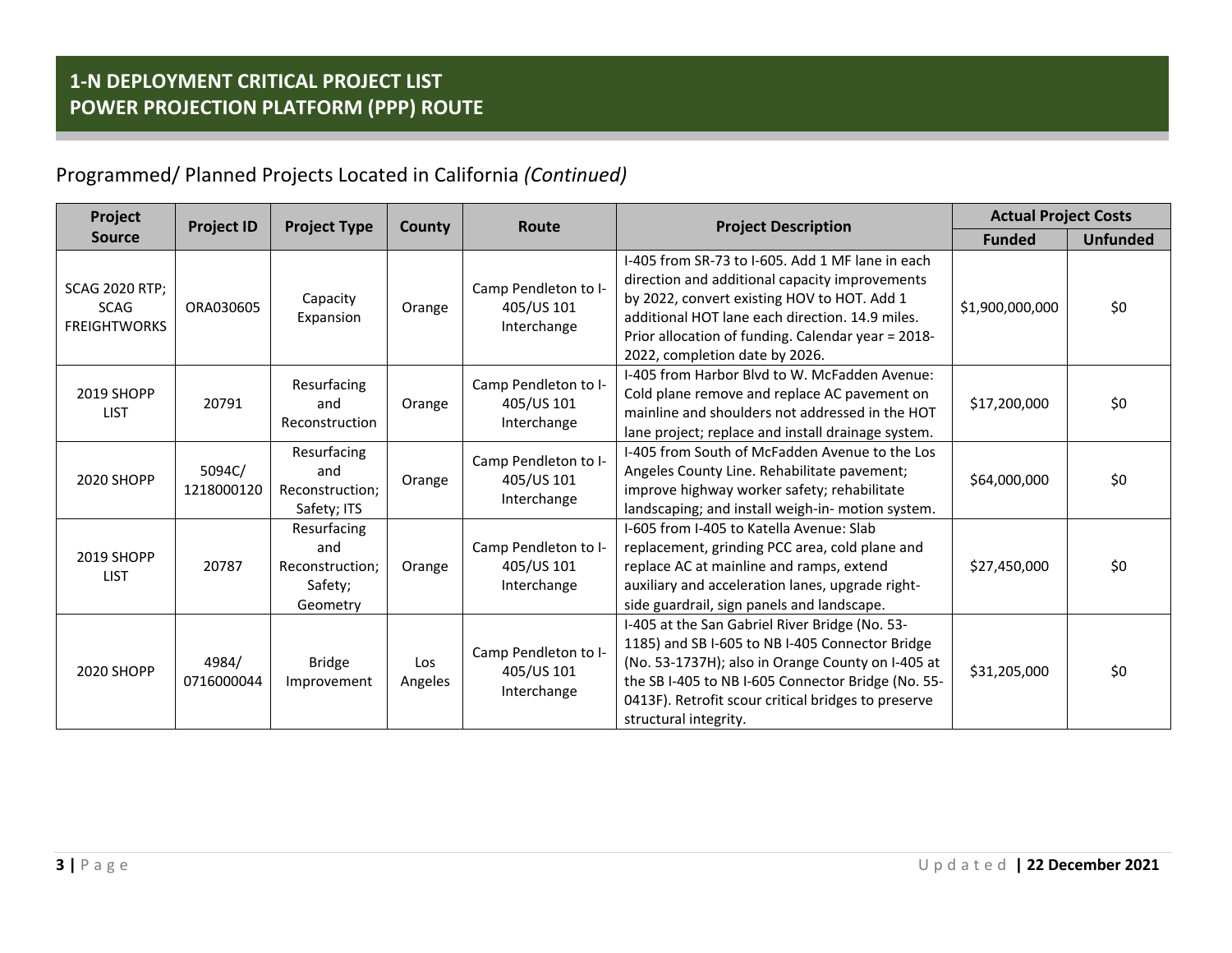# 1-N DEPLOYMENT CRITICAL PROJECT LIST
# POWER PROJECTION PLATFORM (PPP) ROUTE

## Programmed/ Planned Projects Located in California *(Continued)*

| Project Source | Project ID | Project Type | County | Route | Project Description | Actual Project Costs | |
|---|---|---|---|---|---|---|---|
| | | | | | | Funded | Unfunded |
| SCAG 2020 RTP; SCAG FREIGHTWORKS | ORA030605 | Capacity Expansion | Orange | Camp Pendleton to I-405/US 101 Interchange | I-405 from SR-73 to I-605. Add 1 MF lane in each direction and additional capacity improvements by 2022, convert existing HOV to HOT. Add 1 additional HOT lane each direction. 14.9 miles. Prior allocation of funding. Calendar year = 2018-2022, completion date by 2026. | $1,900,000,000 | $0 |
| 2019 SHOPP LIST | 20791 | Resurfacing and Reconstruction | Orange | Camp Pendleton to I-405/US 101 Interchange | I-405 from Harbor Blvd to W. McFadden Avenue: Cold plane remove and replace AC pavement on mainline and shoulders not addressed in the HOT lane project; replace and install drainage system. | $17,200,000 | $0 |
| 2020 SHOPP | 5094C/ 1218000120 | Resurfacing and Reconstruction; Safety; ITS | Orange | Camp Pendleton to I-405/US 101 Interchange | I-405 from South of McFadden Avenue to the Los Angeles County Line. Rehabilitate pavement; improve highway worker safety; rehabilitate landscaping; and install weigh-in- motion system. | $64,000,000 | $0 |
| 2019 SHOPP LIST | 20787 | Resurfacing and Reconstruction; Safety; Geometry | Orange | Camp Pendleton to I-405/US 101 Interchange | I-605 from I-405 to Katella Avenue: Slab replacement, grinding PCC area, cold plane and replace AC at mainline and ramps, extend auxiliary and acceleration lanes, upgrade right-side guardrail, sign panels and landscape. | $27,450,000 | $0 |
| 2020 SHOPP | 4984/ 0716000044 | Bridge Improvement | Los Angeles | Camp Pendleton to I-405/US 101 Interchange | I-405 at the San Gabriel River Bridge (No. 53-1185) and SB I-605 to NB I-405 Connector Bridge (No. 53-1737H); also in Orange County on I-405 at the SB I-405 to NB I-605 Connector Bridge (No. 55-0413F). Retrofit scour critical bridges to preserve structural integrity. | $31,205,000 | $0 |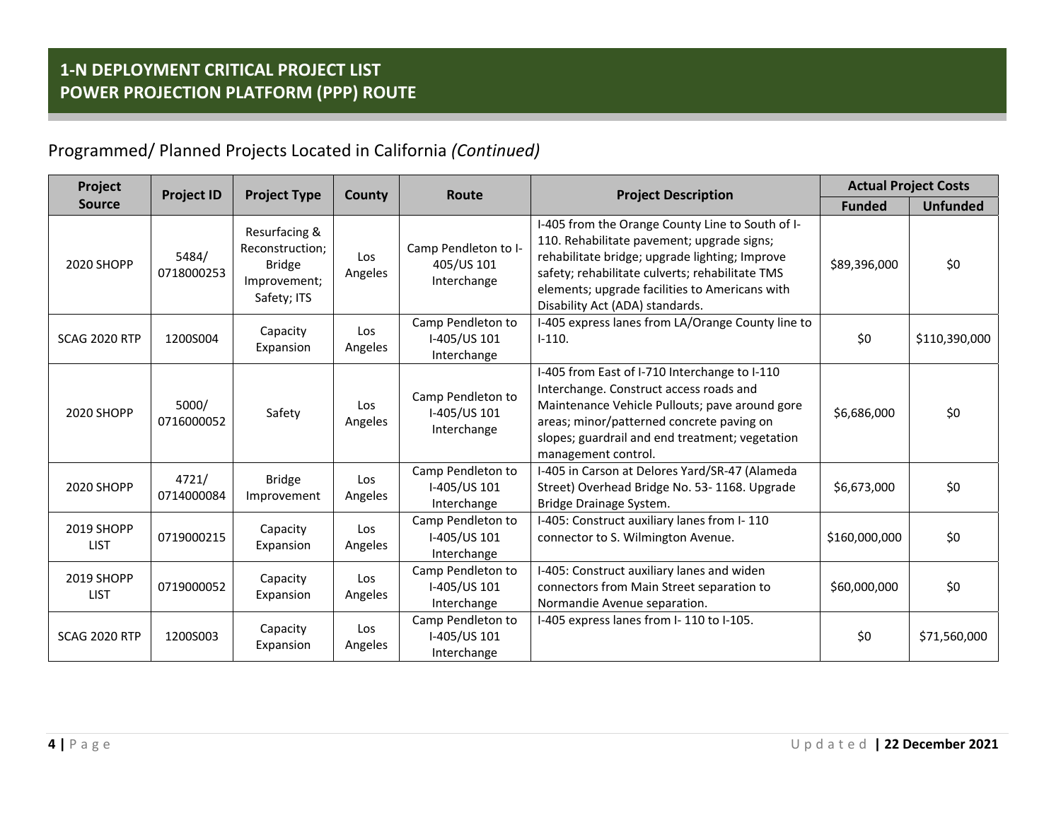## 1-N DEPLOYMENT CRITICAL PROJECT LIST
## POWER PROJECTION PLATFORM (PPP) ROUTE

Programmed/ Planned Projects Located in California *(Continued)*

| Project Source | Project ID | Project Type | County | Route | Project Description | Actual Project Costs | |
|---|---|---|---|---|---|---|---|
| | | | | | | Funded | Unfunded |
| 2020 SHOPP | 5484/ 0718000253 | Resurfacing & Reconstruction; Bridge Improvement; Safety; ITS | Los Angeles | Camp Pendleton to I-405/US 101 Interchange | I-405 from the Orange County Line to South of I-110. Rehabilitate pavement; upgrade signs; rehabilitate bridge; upgrade lighting; Improve safety; rehabilitate culverts; rehabilitate TMS elements; upgrade facilities to Americans with Disability Act (ADA) standards. | $89,396,000 | $0 |
| SCAG 2020 RTP | 1200S004 | Capacity Expansion | Los Angeles | Camp Pendleton to I-405/US 101 Interchange | I-405 express lanes from LA/Orange County line to I-110. | $0 | $110,390,000 |
| 2020 SHOPP | 5000/ 0716000052 | Safety | Los Angeles | Camp Pendleton to I-405/US 101 Interchange | I-405 from East of I-710 Interchange to I-110 Interchange. Construct access roads and Maintenance Vehicle Pullouts; pave around gore areas; minor/patterned concrete paving on slopes; guardrail and end treatment; vegetation management control. | $6,686,000 | $0 |
| 2020 SHOPP | 4721/ 0714000084 | Bridge Improvement | Los Angeles | Camp Pendleton to I-405/US 101 Interchange | I-405 in Carson at Delores Yard/SR-47 (Alameda Street) Overhead Bridge No. 53- 1168. Upgrade Bridge Drainage System. | $6,673,000 | $0 |
| 2019 SHOPP LIST | 0719000215 | Capacity Expansion | Los Angeles | Camp Pendleton to I-405/US 101 Interchange | I-405: Construct auxiliary lanes from I- 110 connector to S. Wilmington Avenue. | $160,000,000 | $0 |
| 2019 SHOPP LIST | 0719000052 | Capacity Expansion | Los Angeles | Camp Pendleton to I-405/US 101 Interchange | I-405: Construct auxiliary lanes and widen connectors from Main Street separation to Normandie Avenue separation. | $60,000,000 | $0 |
| SCAG 2020 RTP | 1200S003 | Capacity Expansion | Los Angeles | Camp Pendleton to I-405/US 101 Interchange | I-405 express lanes from I- 110 to I-105. | $0 | $71,560,000 |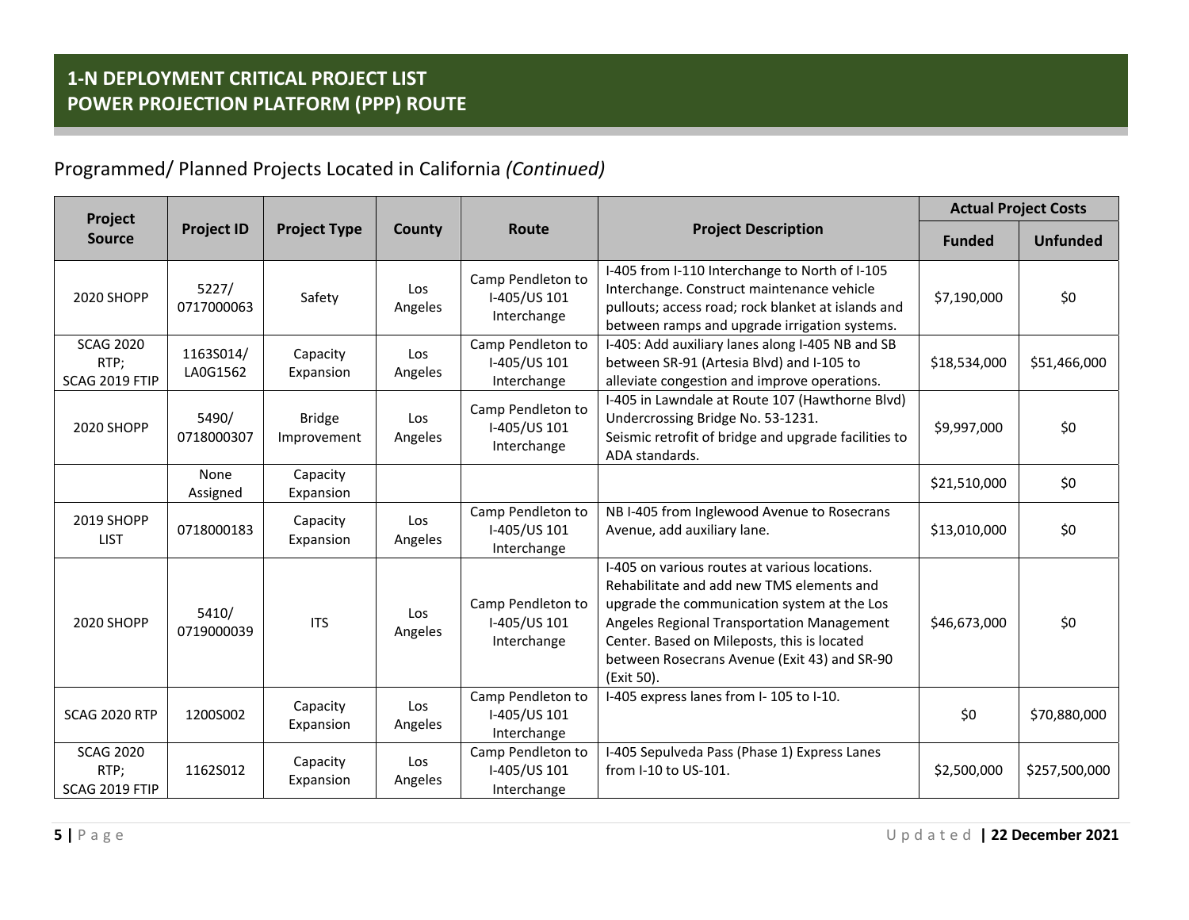## 1-N DEPLOYMENT CRITICAL PROJECT LIST
## POWER PROJECTION PLATFORM (PPP) ROUTE

### Programmed/ Planned Projects Located in California *(Continued)*

| Project Source | Project ID | Project Type | County | Route | Project Description | Actual Project Costs | |
|---|---|---|---|---|---|---|---|
| | | | | | | Funded | Unfunded |
| 2020 SHOPP | 5227/ 0717000063 | Safety | Los Angeles | Camp Pendleton to I-405/US 101 Interchange | I-405 from I-110 Interchange to North of I-105 Interchange. Construct maintenance vehicle pullouts; access road; rock blanket at islands and between ramps and upgrade irrigation systems. | $7,190,000 | $0 |
| SCAG 2020 RTP; SCAG 2019 FTIP | 1163S014/ LA0G1562 | Capacity Expansion | Los Angeles | Camp Pendleton to I-405/US 101 Interchange | I-405: Add auxiliary lanes along I-405 NB and SB between SR-91 (Artesia Blvd) and I-105 to alleviate congestion and improve operations. | $18,534,000 | $51,466,000 |
| 2020 SHOPP | 5490/ 0718000307 | Bridge Improvement | Los Angeles | Camp Pendleton to I-405/US 101 Interchange | I-405 in Lawndale at Route 107 (Hawthorne Blvd) Undercrossing Bridge No. 53-1231. Seismic retrofit of bridge and upgrade facilities to ADA standards. | $9,997,000 | $0 |
| | None Assigned | Capacity Expansion | | | | $21,510,000 | $0 |
| 2019 SHOPP LIST | 0718000183 | Capacity Expansion | Los Angeles | Camp Pendleton to I-405/US 101 Interchange | NB I-405 from Inglewood Avenue to Rosecrans Avenue, add auxiliary lane. | $13,010,000 | $0 |
| 2020 SHOPP | 5410/ 0719000039 | ITS | Los Angeles | Camp Pendleton to I-405/US 101 Interchange | I-405 on various routes at various locations. Rehabilitate and add new TMS elements and upgrade the communication system at the Los Angeles Regional Transportation Management Center. Based on Mileposts, this is located between Rosecrans Avenue (Exit 43) and SR-90 (Exit 50). | $46,673,000 | $0 |
| SCAG 2020 RTP | 1200S002 | Capacity Expansion | Los Angeles | Camp Pendleton to I-405/US 101 Interchange | I-405 express lanes from I- 105 to I-10. | $0 | $70,880,000 |
| SCAG 2020 RTP; SCAG 2019 FTIP | 1162S012 | Capacity Expansion | Los Angeles | Camp Pendleton to I-405/US 101 Interchange | I-405 Sepulveda Pass (Phase 1) Express Lanes from I-10 to US-101. | $2,500,000 | $257,500,000 |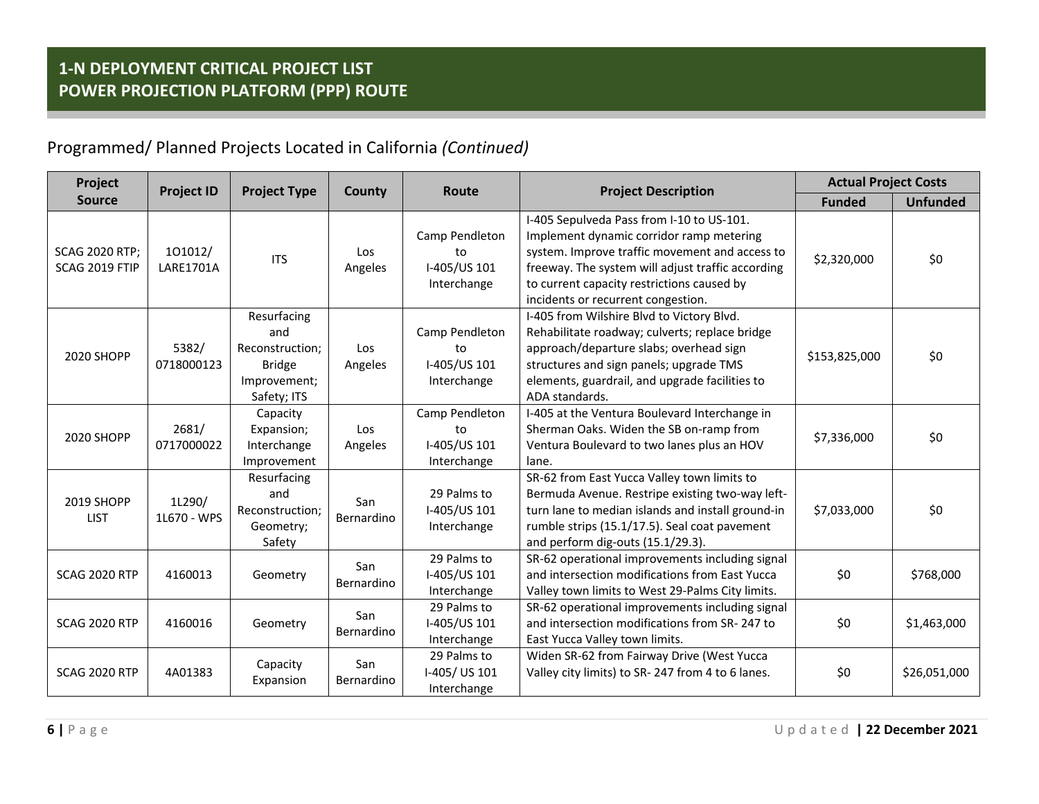## 1-N DEPLOYMENT CRITICAL PROJECT LIST
## POWER PROJECTION PLATFORM (PPP) ROUTE

### Programmed/ Planned Projects Located in California *(Continued)*

| Project Source | Project ID | Project Type | County | Route | Project Description | Actual Project Costs | |
|---|---|---|---|---|---|---|---|
| | | | | | | Funded | Unfunded |
| SCAG 2020 RTP; SCAG 2019 FTIP | 1O1012/ LARE1701A | ITS | Los Angeles | Camp Pendleton to I-405/US 101 Interchange | I-405 Sepulveda Pass from I-10 to US-101. Implement dynamic corridor ramp metering system. Improve traffic movement and access to freeway. The system will adjust traffic according to current capacity restrictions caused by incidents or recurrent congestion. | $2,320,000 | $0 |
| 2020 SHOPP | 5382/ 0718000123 | Resurfacing and Reconstruction; Bridge Improvement; Safety; ITS | Los Angeles | Camp Pendleton to I-405/US 101 Interchange | I-405 from Wilshire Blvd to Victory Blvd. Rehabilitate roadway; culverts; replace bridge approach/departure slabs; overhead sign structures and sign panels; upgrade TMS elements, guardrail, and upgrade facilities to ADA standards. | $153,825,000 | $0 |
| 2020 SHOPP | 2681/ 0717000022 | Capacity Expansion; Interchange Improvement | Los Angeles | Camp Pendleton to I-405/US 101 Interchange | I-405 at the Ventura Boulevard Interchange in Sherman Oaks. Widen the SB on-ramp from Ventura Boulevard to two lanes plus an HOV lane. | $7,336,000 | $0 |
| 2019 SHOPP LIST | 1L290/ 1L670 - WPS | Resurfacing and Reconstruction; Geometry; Safety | San Bernardino | 29 Palms to I-405/US 101 Interchange | SR-62 from East Yucca Valley town limits to Bermuda Avenue. Restripe existing two-way left-turn lane to median islands and install ground-in rumble strips (15.1/17.5). Seal coat pavement and perform dig-outs (15.1/29.3). | $7,033,000 | $0 |
| SCAG 2020 RTP | 4160013 | Geometry | San Bernardino | 29 Palms to I-405/US 101 Interchange | SR-62 operational improvements including signal and intersection modifications from East Yucca Valley town limits to West 29-Palms City limits. | $0 | $768,000 |
| SCAG 2020 RTP | 4160016 | Geometry | San Bernardino | 29 Palms to I-405/US 101 Interchange | SR-62 operational improvements including signal and intersection modifications from SR- 247 to East Yucca Valley town limits. | $0 | $1,463,000 |
| SCAG 2020 RTP | 4A01383 | Capacity Expansion | San Bernardino | 29 Palms to I-405/ US 101 Interchange | Widen SR-62 from Fairway Drive (West Yucca Valley city limits) to SR- 247 from 4 to 6 lanes. | $0 | $26,051,000 |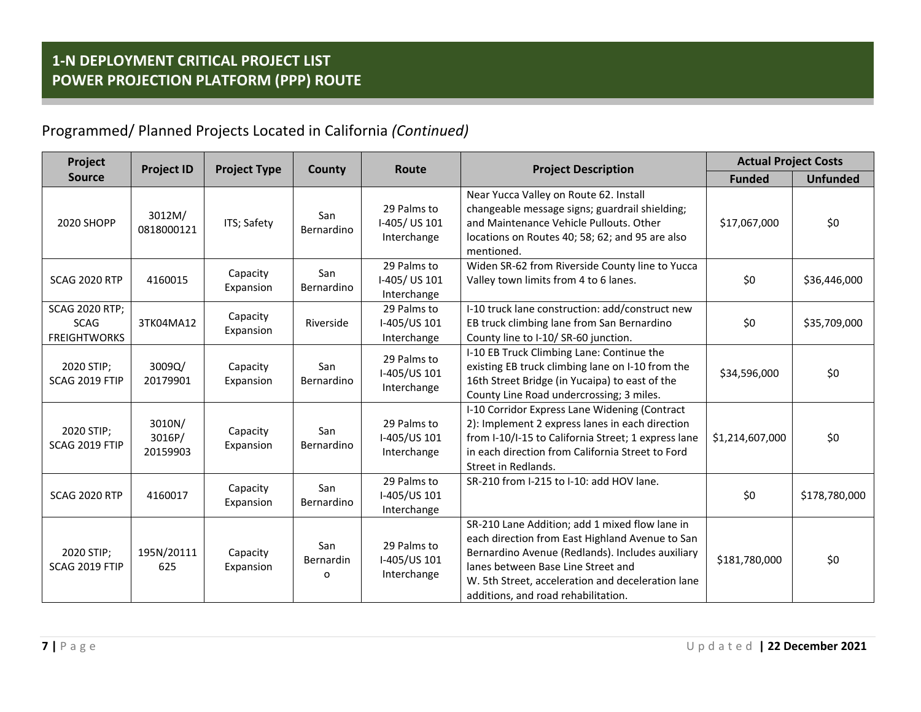## 1-N DEPLOYMENT CRITICAL PROJECT LIST
## POWER PROJECTION PLATFORM (PPP) ROUTE

### Programmed/ Planned Projects Located in California *(Continued)*

| Project Source | Project ID | Project Type | County | Route | Project Description | Actual Project Costs | |
|---|---|---|---|---|---|---|---|
| | | | | | | Funded | Unfunded |
| 2020 SHOPP | 3012M/ 0818000121 | ITS; Safety | San Bernardino | 29 Palms to I-405/ US 101 Interchange | Near Yucca Valley on Route 62. Install changeable message signs; guardrail shielding; and Maintenance Vehicle Pullouts. Other locations on Routes 40; 58; 62; and 95 are also mentioned. | $17,067,000 | $0 |
| SCAG 2020 RTP | 4160015 | Capacity Expansion | San Bernardino | 29 Palms to I-405/ US 101 Interchange | Widen SR-62 from Riverside County line to Yucca Valley town limits from 4 to 6 lanes. | $0 | $36,446,000 |
| SCAG 2020 RTP; SCAG FREIGHTWORKS | 3TK04MA12 | Capacity Expansion | Riverside | 29 Palms to I-405/US 101 Interchange | I-10 truck lane construction: add/construct new EB truck climbing lane from San Bernardino County line to I-10/ SR-60 junction. | $0 | $35,709,000 |
| 2020 STIP; SCAG 2019 FTIP | 3009Q/ 20179901 | Capacity Expansion | San Bernardino | 29 Palms to I-405/US 101 Interchange | I-10 EB Truck Climbing Lane: Continue the existing EB truck climbing lane on I-10 from the 16th Street Bridge (in Yucaipa) to east of the County Line Road undercrossing; 3 miles. | $34,596,000 | $0 |
| 2020 STIP; SCAG 2019 FTIP | 3010N/ 3016P/ 20159903 | Capacity Expansion | San Bernardino | 29 Palms to I-405/US 101 Interchange | I-10 Corridor Express Lane Widening (Contract 2): Implement 2 express lanes in each direction from I-10/I-15 to California Street; 1 express lane in each direction from California Street to Ford Street in Redlands. | $1,214,607,000 | $0 |
| SCAG 2020 RTP | 4160017 | Capacity Expansion | San Bernardino | 29 Palms to I-405/US 101 Interchange | SR-210 from I-215 to I-10: add HOV lane. | $0 | $178,780,000 |
| 2020 STIP; SCAG 2019 FTIP | 195N/20111625 | Capacity Expansion | San Bernardino | 29 Palms to I-405/US 101 Interchange | SR-210 Lane Addition; add 1 mixed flow lane in each direction from East Highland Avenue to San Bernardino Avenue (Redlands). Includes auxiliary lanes between Base Line Street and W. 5th Street, acceleration and deceleration lane additions, and road rehabilitation. | $181,780,000 | $0 |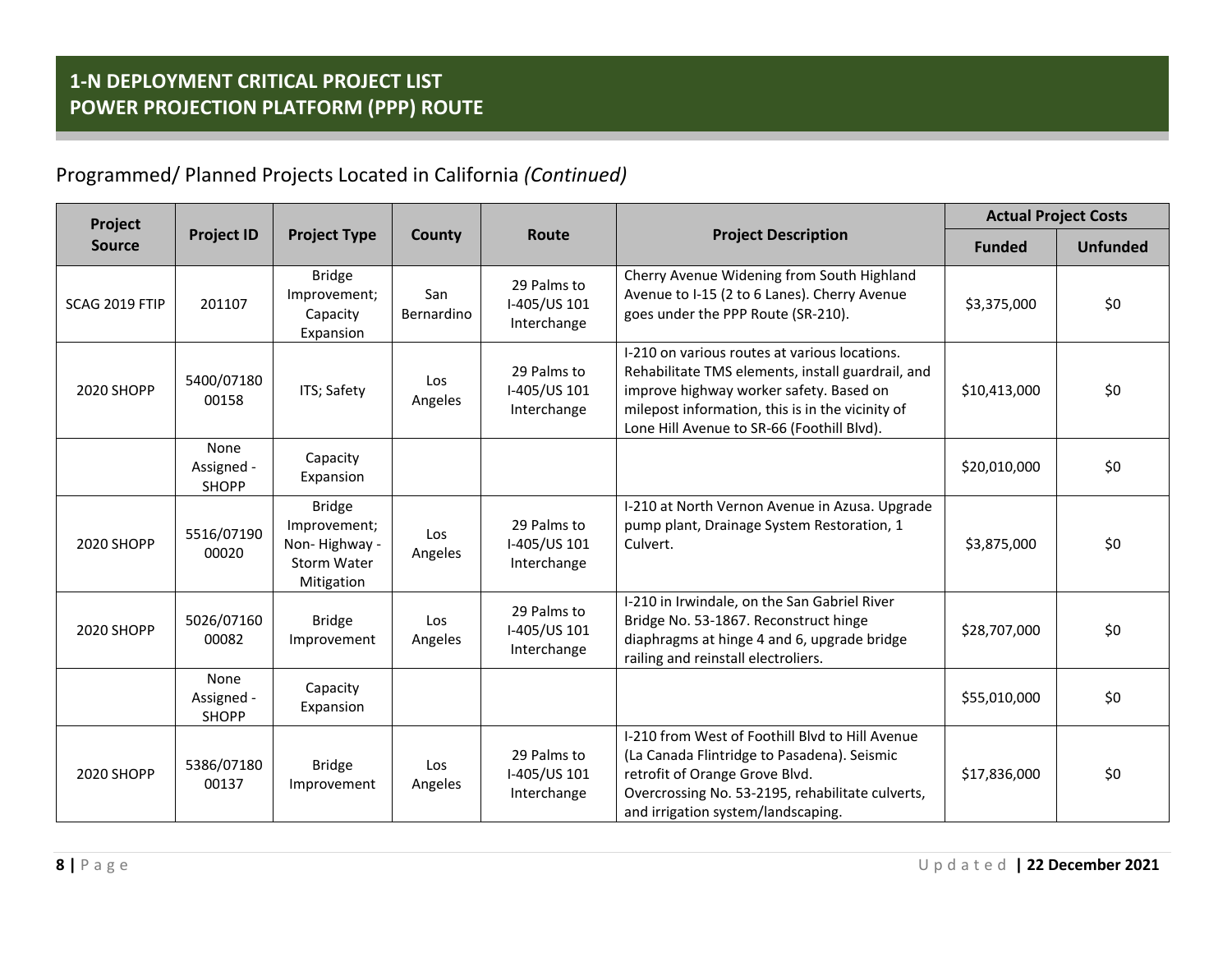## 1-N DEPLOYMENT CRITICAL PROJECT LIST
## POWER PROJECTION PLATFORM (PPP) ROUTE

### Programmed/ Planned Projects Located in California *(Continued)*

| Project Source | Project ID | Project Type | County | Route | Project Description | Actual Project Costs | |
|---|---|---|---|---|---|---|---|
| | | | | | | Funded | Unfunded |
| SCAG 2019 FTIP | 201107 | Bridge Improvement; Capacity Expansion | San Bernardino | 29 Palms to I-405/US 101 Interchange | Cherry Avenue Widening from South Highland Avenue to I-15 (2 to 6 Lanes). Cherry Avenue goes under the PPP Route (SR-210). | $3,375,000 | $0 |
| 2020 SHOPP | 5400/07180 00158 | ITS; Safety | Los Angeles | 29 Palms to I-405/US 101 Interchange | I-210 on various routes at various locations. Rehabilitate TMS elements, install guardrail, and improve highway worker safety. Based on milepost information, this is in the vicinity of Lone Hill Avenue to SR-66 (Foothill Blvd). | $10,413,000 | $0 |
| | None Assigned - SHOPP | Capacity Expansion | | | | $20,010,000 | $0 |
| 2020 SHOPP | 5516/07190 00020 | Bridge Improvement; Non- Highway - Storm Water Mitigation | Los Angeles | 29 Palms to I-405/US 101 Interchange | I-210 at North Vernon Avenue in Azusa. Upgrade pump plant, Drainage System Restoration, 1 Culvert. | $3,875,000 | $0 |
| 2020 SHOPP | 5026/07160 00082 | Bridge Improvement | Los Angeles | 29 Palms to I-405/US 101 Interchange | I-210 in Irwindale, on the San Gabriel River Bridge No. 53-1867. Reconstruct hinge diaphragms at hinge 4 and 6, upgrade bridge railing and reinstall electroliers. | $28,707,000 | $0 |
| | None Assigned - SHOPP | Capacity Expansion | | | | $55,010,000 | $0 |
| 2020 SHOPP | 5386/07180 00137 | Bridge Improvement | Los Angeles | 29 Palms to I-405/US 101 Interchange | I-210 from West of Foothill Blvd to Hill Avenue (La Canada Flintridge to Pasadena). Seismic retrofit of Orange Grove Blvd. Overcrossing No. 53-2195, rehabilitate culverts, and irrigation system/landscaping. | $17,836,000 | $0 |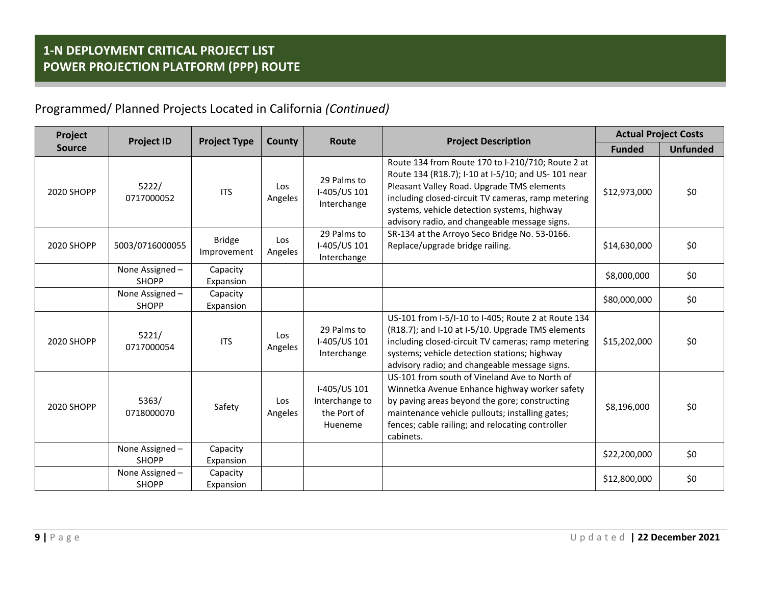## 1-N DEPLOYMENT CRITICAL PROJECT LIST
## POWER PROJECTION PLATFORM (PPP) ROUTE

Programmed/ Planned Projects Located in California *(Continued)*

| Project Source | Project ID | Project Type | County | Route | Project Description | Actual Project Costs | |
|---|---|---|---|---|---|---|---|
| | | | | | | **Funded** | **Unfunded** |
| 2020 SHOPP | 5222/ 0717000052 | ITS | Los Angeles | 29 Palms to I-405/US 101 Interchange | Route 134 from Route 170 to I-210/710; Route 2 at Route 134 (R18.7); I-10 at I-5/10; and US- 101 near Pleasant Valley Road. Upgrade TMS elements including closed-circuit TV cameras, ramp metering systems, vehicle detection systems, highway advisory radio, and changeable message signs. | $12,973,000 | $0 |
| 2020 SHOPP | 5003/0716000055 | Bridge Improvement | Los Angeles | 29 Palms to I-405/US 101 Interchange | SR-134 at the Arroyo Seco Bridge No. 53-0166. Replace/upgrade bridge railing. | $14,630,000 | $0 |
| | None Assigned – SHOPP | Capacity Expansion | | | | $8,000,000 | $0 |
| | None Assigned – SHOPP | Capacity Expansion | | | | $80,000,000 | $0 |
| 2020 SHOPP | 5221/ 0717000054 | ITS | Los Angeles | 29 Palms to I-405/US 101 Interchange | US-101 from I-5/I-10 to I-405; Route 2 at Route 134 (R18.7); and I-10 at I-5/10. Upgrade TMS elements including closed-circuit TV cameras; ramp metering systems; vehicle detection stations; highway advisory radio; and changeable message signs. | $15,202,000 | $0 |
| 2020 SHOPP | 5363/ 0718000070 | Safety | Los Angeles | I-405/US 101 Interchange to the Port of Hueneme | US-101 from south of Vineland Ave to North of Winnetka Avenue Enhance highway worker safety by paving areas beyond the gore; constructing maintenance vehicle pullouts; installing gates; fences; cable railing; and relocating controller cabinets. | $8,196,000 | $0 |
| | None Assigned – SHOPP | Capacity Expansion | | | | $22,200,000 | $0 |
| | None Assigned – SHOPP | Capacity Expansion | | | | $12,800,000 | $0 |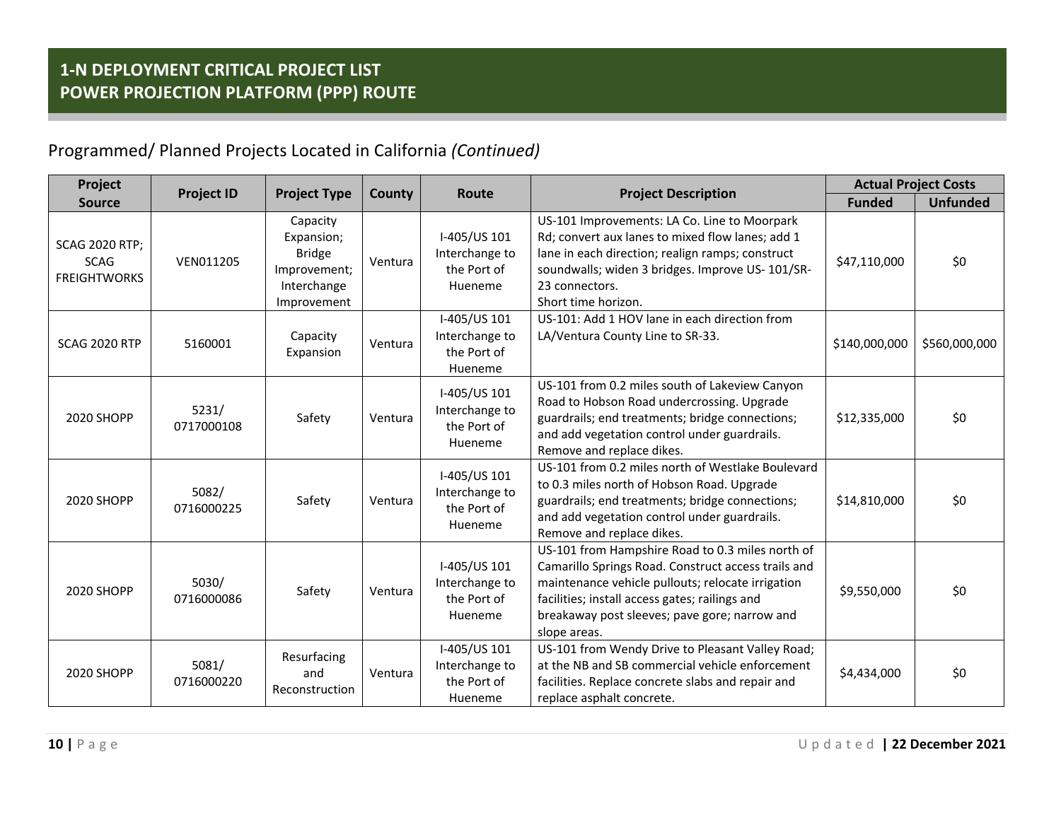## 1-N DEPLOYMENT CRITICAL PROJECT LIST
## POWER PROJECTION PLATFORM (PPP) ROUTE

### Programmed/ Planned Projects Located in California *(Continued)*

| Project Source | Project ID | Project Type | County | Route | Project Description | Actual Project Costs | |
|---|---|---|---|---|---|---|---|
| | | | | | | Funded | Unfunded |
| SCAG 2020 RTP; SCAG FREIGHTWORKS | VEN011205 | Capacity Expansion; Bridge Improvement; Interchange Improvement | Ventura | I-405/US 101 Interchange to the Port of Hueneme | US-101 Improvements: LA Co. Line to Moorpark Rd; convert aux lanes to mixed flow lanes; add 1 lane in each direction; realign ramps; construct soundwalls; widen 3 bridges. Improve US- 101/SR-23 connectors. Short time horizon. | $47,110,000 | $0 |
| SCAG 2020 RTP | 5160001 | Capacity Expansion | Ventura | I-405/US 101 Interchange to the Port of Hueneme | US-101: Add 1 HOV lane in each direction from LA/Ventura County Line to SR-33. | $140,000,000 | $560,000,000 |
| 2020 SHOPP | 5231/ 0717000108 | Safety | Ventura | I-405/US 101 Interchange to the Port of Hueneme | US-101 from 0.2 miles south of Lakeview Canyon Road to Hobson Road undercrossing. Upgrade guardrails; end treatments; bridge connections; and add vegetation control under guardrails. Remove and replace dikes. | $12,335,000 | $0 |
| 2020 SHOPP | 5082/ 0716000225 | Safety | Ventura | I-405/US 101 Interchange to the Port of Hueneme | US-101 from 0.2 miles north of Westlake Boulevard to 0.3 miles north of Hobson Road. Upgrade guardrails; end treatments; bridge connections; and add vegetation control under guardrails. Remove and replace dikes. | $14,810,000 | $0 |
| 2020 SHOPP | 5030/ 0716000086 | Safety | Ventura | I-405/US 101 Interchange to the Port of Hueneme | US-101 from Hampshire Road to 0.3 miles north of Camarillo Springs Road. Construct access trails and maintenance vehicle pullouts; relocate irrigation facilities; install access gates; railings and breakaway post sleeves; pave gore; narrow and slope areas. | $9,550,000 | $0 |
| 2020 SHOPP | 5081/ 0716000220 | Resurfacing and Reconstruction | Ventura | I-405/US 101 Interchange to the Port of Hueneme | US-101 from Wendy Drive to Pleasant Valley Road; at the NB and SB commercial vehicle enforcement facilities. Replace concrete slabs and repair and replace asphalt concrete. | $4,434,000 | $0 |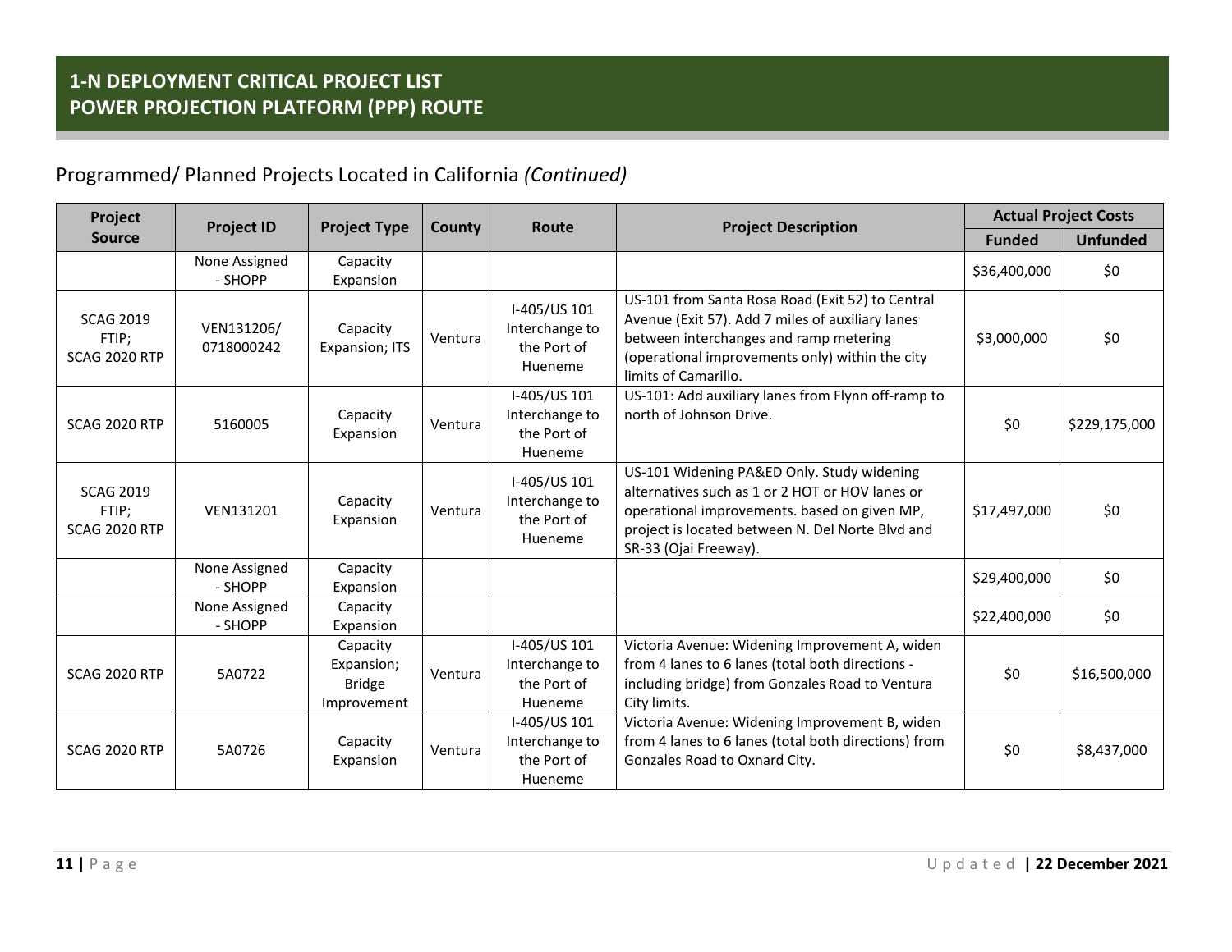## 1-N DEPLOYMENT CRITICAL PROJECT LIST
## POWER PROJECTION PLATFORM (PPP) ROUTE

Programmed/ Planned Projects Located in California *(Continued)*

| Project Source | Project ID | Project Type | County | Route | Project Description | Actual Project Costs | |
|---|---|---|---|---|---|---|---|
| | | | | | | Funded | Unfunded |
| | None Assigned - SHOPP | Capacity Expansion | | | | $36,400,000 | $0 |
| SCAG 2019 FTIP; SCAG 2020 RTP | VEN131206/ 0718000242 | Capacity Expansion; ITS | Ventura | I-405/US 101 Interchange to the Port of Hueneme | US-101 from Santa Rosa Road (Exit 52) to Central Avenue (Exit 57). Add 7 miles of auxiliary lanes between interchanges and ramp metering (operational improvements only) within the city limits of Camarillo. | $3,000,000 | $0 |
| SCAG 2020 RTP | 5160005 | Capacity Expansion | Ventura | I-405/US 101 Interchange to the Port of Hueneme | US-101: Add auxiliary lanes from Flynn off-ramp to north of Johnson Drive. | $0 | $229,175,000 |
| SCAG 2019 FTIP; SCAG 2020 RTP | VEN131201 | Capacity Expansion | Ventura | I-405/US 101 Interchange to the Port of Hueneme | US-101 Widening PA&ED Only. Study widening alternatives such as 1 or 2 HOT or HOV lanes or operational improvements. based on given MP, project is located between N. Del Norte Blvd and SR-33 (Ojai Freeway). | $17,497,000 | $0 |
| | None Assigned - SHOPP | Capacity Expansion | | | | $29,400,000 | $0 |
| | None Assigned - SHOPP | Capacity Expansion | | | | $22,400,000 | $0 |
| SCAG 2020 RTP | 5A0722 | Capacity Expansion; Bridge Improvement | Ventura | I-405/US 101 Interchange to the Port of Hueneme | Victoria Avenue: Widening Improvement A, widen from 4 lanes to 6 lanes (total both directions - including bridge) from Gonzales Road to Ventura City limits. | $0 | $16,500,000 |
| SCAG 2020 RTP | 5A0726 | Capacity Expansion | Ventura | I-405/US 101 Interchange to the Port of Hueneme | Victoria Avenue: Widening Improvement B, widen from 4 lanes to 6 lanes (total both directions) from Gonzales Road to Oxnard City. | $0 | $8,437,000 |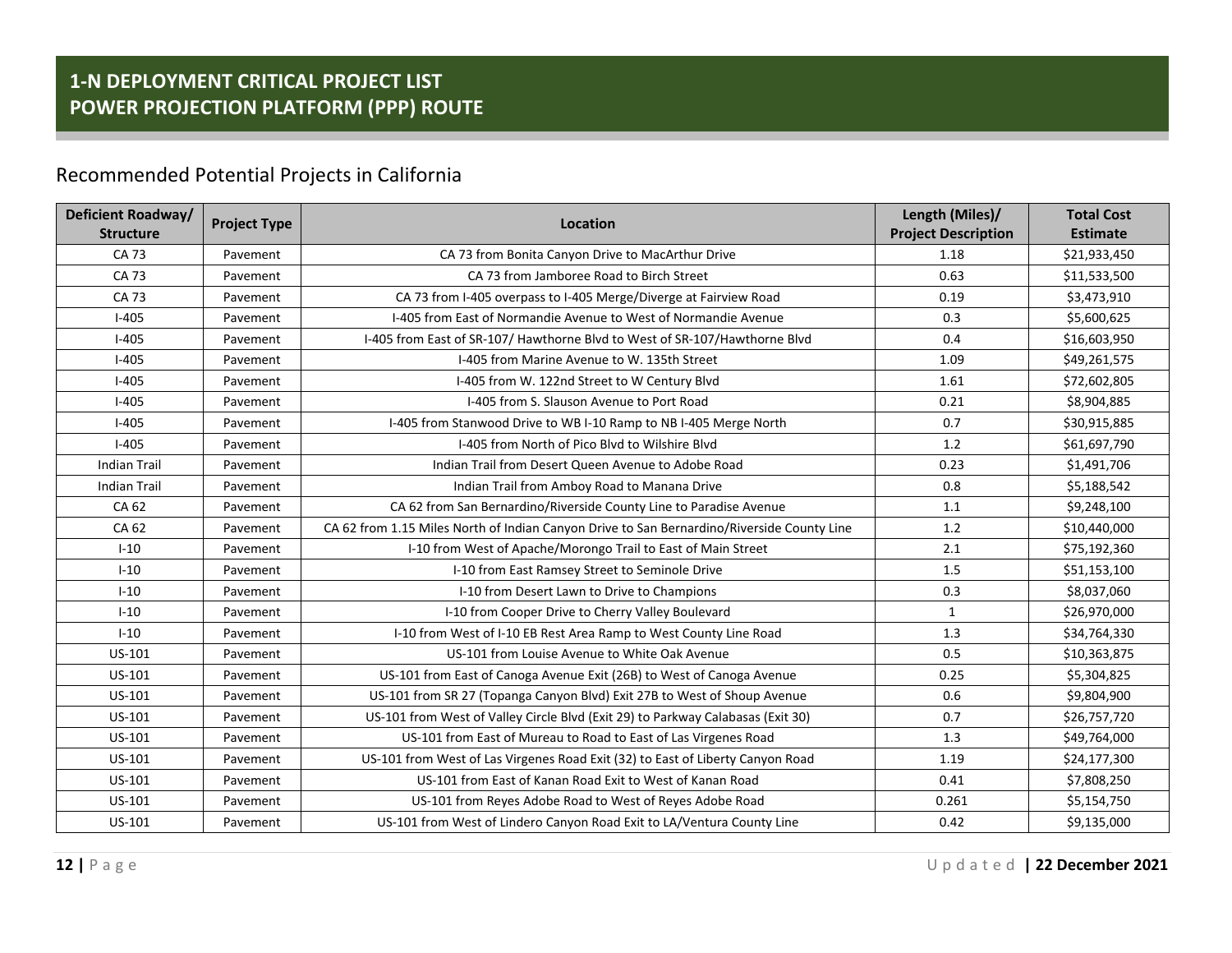# 1-N DEPLOYMENT CRITICAL PROJECT LIST
# POWER PROJECTION PLATFORM (PPP) ROUTE

## Recommended Potential Projects in California

| Deficient Roadway/ Structure | Project Type | Location | Length (Miles)/ Project Description | Total Cost Estimate |
|---|---|---|---|---|
| CA 73 | Pavement | CA 73 from Bonita Canyon Drive to MacArthur Drive | 1.18 | $21,933,450 |
| CA 73 | Pavement | CA 73 from Jamboree Road to Birch Street | 0.63 | $11,533,500 |
| CA 73 | Pavement | CA 73 from I-405 overpass to I-405 Merge/Diverge at Fairview Road | 0.19 | $3,473,910 |
| I-405 | Pavement | I-405 from East of Normandie Avenue to West of Normandie Avenue | 0.3 | $5,600,625 |
| I-405 | Pavement | I-405 from East of SR-107/ Hawthorne Blvd to West of SR-107/Hawthorne Blvd | 0.4 | $16,603,950 |
| I-405 | Pavement | I-405 from Marine Avenue to W. 135th Street | 1.09 | $49,261,575 |
| I-405 | Pavement | I-405 from W. 122nd Street to W Century Blvd | 1.61 | $72,602,805 |
| I-405 | Pavement | I-405 from S. Slauson Avenue to Port Road | 0.21 | $8,904,885 |
| I-405 | Pavement | I-405 from Stanwood Drive to WB I-10 Ramp to NB I-405 Merge North | 0.7 | $30,915,885 |
| I-405 | Pavement | I-405 from North of Pico Blvd to Wilshire Blvd | 1.2 | $61,697,790 |
| Indian Trail | Pavement | Indian Trail from Desert Queen Avenue to Adobe Road | 0.23 | $1,491,706 |
| Indian Trail | Pavement | Indian Trail from Amboy Road to Manana Drive | 0.8 | $5,188,542 |
| CA 62 | Pavement | CA 62 from San Bernardino/Riverside County Line to Paradise Avenue | 1.1 | $9,248,100 |
| CA 62 | Pavement | CA 62 from 1.15 Miles North of Indian Canyon Drive to San Bernardino/Riverside County Line | 1.2 | $10,440,000 |
| I-10 | Pavement | I-10 from West of Apache/Morongo Trail to East of Main Street | 2.1 | $75,192,360 |
| I-10 | Pavement | I-10 from East Ramsey Street to Seminole Drive | 1.5 | $51,153,100 |
| I-10 | Pavement | I-10 from Desert Lawn to Drive to Champions | 0.3 | $8,037,060 |
| I-10 | Pavement | I-10 from Cooper Drive to Cherry Valley Boulevard | 1 | $26,970,000 |
| I-10 | Pavement | I-10 from West of I-10 EB Rest Area Ramp to West County Line Road | 1.3 | $34,764,330 |
| US-101 | Pavement | US-101 from Louise Avenue to White Oak Avenue | 0.5 | $10,363,875 |
| US-101 | Pavement | US-101 from East of Canoga Avenue Exit (26B) to West of Canoga Avenue | 0.25 | $5,304,825 |
| US-101 | Pavement | US-101 from SR 27 (Topanga Canyon Blvd) Exit 27B to West of Shoup Avenue | 0.6 | $9,804,900 |
| US-101 | Pavement | US-101 from West of Valley Circle Blvd (Exit 29) to Parkway Calabasas (Exit 30) | 0.7 | $26,757,720 |
| US-101 | Pavement | US-101 from East of Mureau to Road to East of Las Virgenes Road | 1.3 | $49,764,000 |
| US-101 | Pavement | US-101 from West of Las Virgenes Road Exit (32) to East of Liberty Canyon Road | 1.19 | $24,177,300 |
| US-101 | Pavement | US-101 from East of Kanan Road Exit to West of Kanan Road | 0.41 | $7,808,250 |
| US-101 | Pavement | US-101 from Reyes Adobe Road to West of Reyes Adobe Road | 0.261 | $5,154,750 |
| US-101 | Pavement | US-101 from West of Lindero Canyon Road Exit to LA/Ventura County Line | 0.42 | $9,135,000 |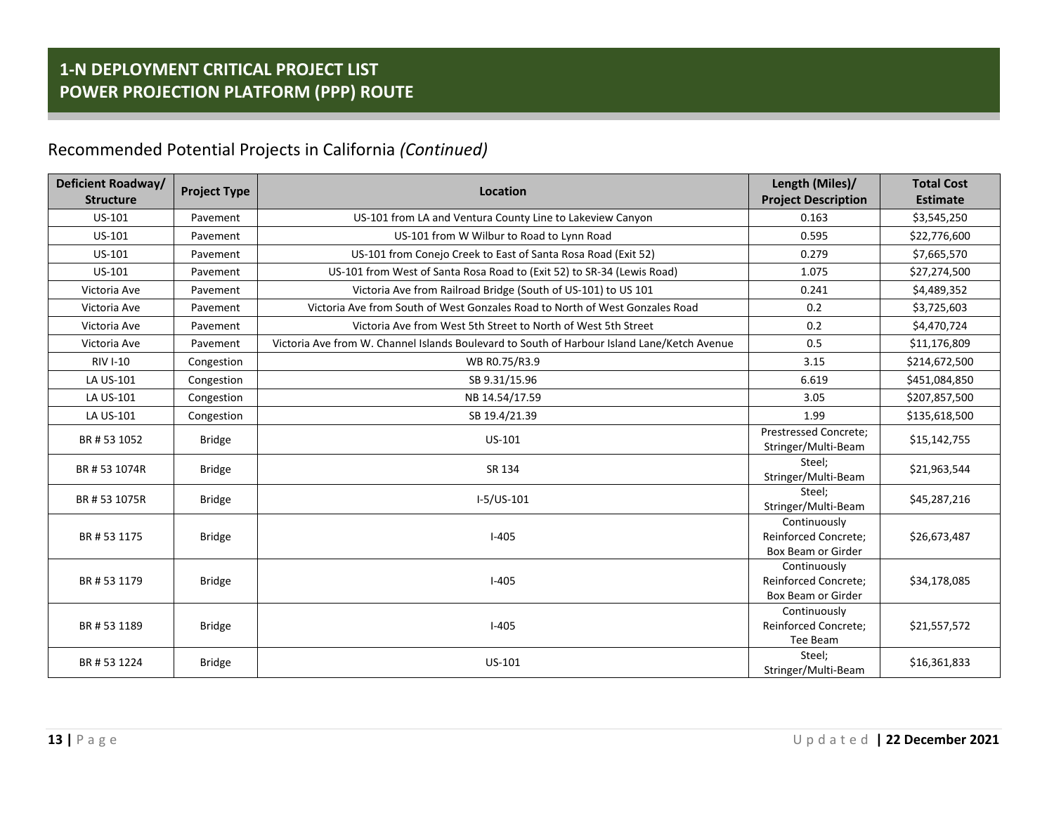## 1-N DEPLOYMENT CRITICAL PROJECT LIST
## POWER PROJECTION PLATFORM (PPP) ROUTE

### Recommended Potential Projects in California *(Continued)*

| Deficient Roadway/ Structure | Project Type | Location | Length (Miles)/ Project Description | Total Cost Estimate |
|---|---|---|---|---|
| US-101 | Pavement | US-101 from LA and Ventura County Line to Lakeview Canyon | 0.163 | $3,545,250 |
| US-101 | Pavement | US-101 from W Wilbur to Road to Lynn Road | 0.595 | $22,776,600 |
| US-101 | Pavement | US-101 from Conejo Creek to East of Santa Rosa Road (Exit 52) | 0.279 | $7,665,570 |
| US-101 | Pavement | US-101 from West of Santa Rosa Road to (Exit 52) to SR-34 (Lewis Road) | 1.075 | $27,274,500 |
| Victoria Ave | Pavement | Victoria Ave from Railroad Bridge (South of US-101) to US 101 | 0.241 | $4,489,352 |
| Victoria Ave | Pavement | Victoria Ave from South of West Gonzales Road to North of West Gonzales Road | 0.2 | $3,725,603 |
| Victoria Ave | Pavement | Victoria Ave from West 5th Street to North of West 5th Street | 0.2 | $4,470,724 |
| Victoria Ave | Pavement | Victoria Ave from W. Channel Islands Boulevard to South of Harbour Island Lane/Ketch Avenue | 0.5 | $11,176,809 |
| RIV I-10 | Congestion | WB R0.75/R3.9 | 3.15 | $214,672,500 |
| LA US-101 | Congestion | SB 9.31/15.96 | 6.619 | $451,084,850 |
| LA US-101 | Congestion | NB 14.54/17.59 | 3.05 | $207,857,500 |
| LA US-101 | Congestion | SB 19.4/21.39 | 1.99 | $135,618,500 |
| BR # 53 1052 | Bridge | US-101 | Prestressed Concrete; Stringer/Multi-Beam | $15,142,755 |
| BR # 53 1074R | Bridge | SR 134 | Steel; Stringer/Multi-Beam | $21,963,544 |
| BR # 53 1075R | Bridge | I-5/US-101 | Steel; Stringer/Multi-Beam | $45,287,216 |
| BR # 53 1175 | Bridge | I-405 | Continuously Reinforced Concrete; Box Beam or Girder | $26,673,487 |
| BR # 53 1179 | Bridge | I-405 | Continuously Reinforced Concrete; Box Beam or Girder | $34,178,085 |
| BR # 53 1189 | Bridge | I-405 | Continuously Reinforced Concrete; Tee Beam | $21,557,572 |
| BR # 53 1224 | Bridge | US-101 | Steel; Stringer/Multi-Beam | $16,361,833 |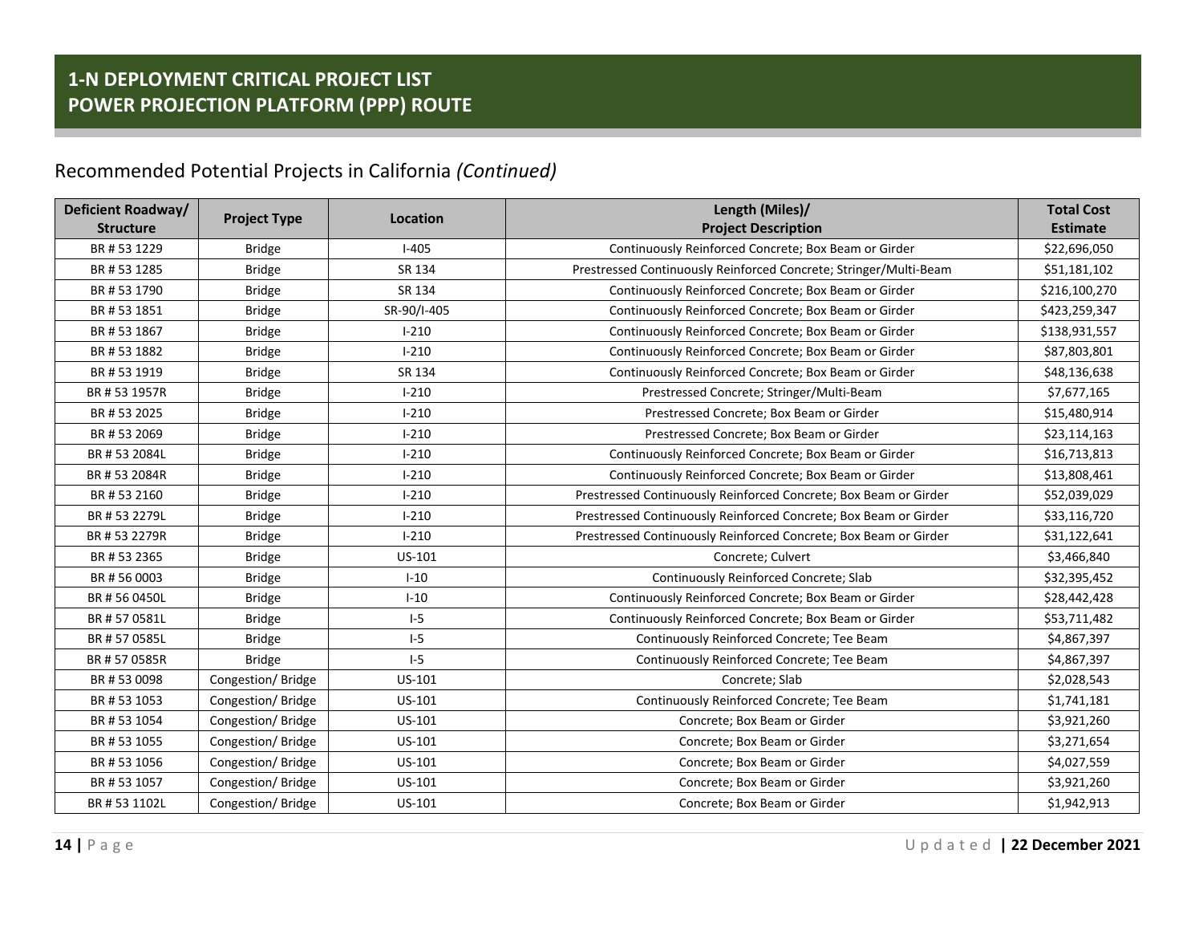# 1-N DEPLOYMENT CRITICAL PROJECT LIST
# POWER PROJECTION PLATFORM (PPP) ROUTE

## Recommended Potential Projects in California *(Continued)*

| Deficient Roadway/ Structure | Project Type | Location | Length (Miles)/ Project Description | Total Cost Estimate |
|---|---|---|---|---|
| BR # 53 1229 | Bridge | I-405 | Continuously Reinforced Concrete; Box Beam or Girder | $22,696,050 |
| BR # 53 1285 | Bridge | SR 134 | Prestressed Continuously Reinforced Concrete; Stringer/Multi-Beam | $51,181,102 |
| BR # 53 1790 | Bridge | SR 134 | Continuously Reinforced Concrete; Box Beam or Girder | $216,100,270 |
| BR # 53 1851 | Bridge | SR-90/I-405 | Continuously Reinforced Concrete; Box Beam or Girder | $423,259,347 |
| BR # 53 1867 | Bridge | I-210 | Continuously Reinforced Concrete; Box Beam or Girder | $138,931,557 |
| BR # 53 1882 | Bridge | I-210 | Continuously Reinforced Concrete; Box Beam or Girder | $87,803,801 |
| BR # 53 1919 | Bridge | SR 134 | Continuously Reinforced Concrete; Box Beam or Girder | $48,136,638 |
| BR # 53 1957R | Bridge | I-210 | Prestressed Concrete; Stringer/Multi-Beam | $7,677,165 |
| BR # 53 2025 | Bridge | I-210 | Prestressed Concrete; Box Beam or Girder | $15,480,914 |
| BR # 53 2069 | Bridge | I-210 | Prestressed Concrete; Box Beam or Girder | $23,114,163 |
| BR # 53 2084L | Bridge | I-210 | Continuously Reinforced Concrete; Box Beam or Girder | $16,713,813 |
| BR # 53 2084R | Bridge | I-210 | Continuously Reinforced Concrete; Box Beam or Girder | $13,808,461 |
| BR # 53 2160 | Bridge | I-210 | Prestressed Continuously Reinforced Concrete; Box Beam or Girder | $52,039,029 |
| BR # 53 2279L | Bridge | I-210 | Prestressed Continuously Reinforced Concrete; Box Beam or Girder | $33,116,720 |
| BR # 53 2279R | Bridge | I-210 | Prestressed Continuously Reinforced Concrete; Box Beam or Girder | $31,122,641 |
| BR # 53 2365 | Bridge | US-101 | Concrete; Culvert | $3,466,840 |
| BR # 56 0003 | Bridge | I-10 | Continuously Reinforced Concrete; Slab | $32,395,452 |
| BR # 56 0450L | Bridge | I-10 | Continuously Reinforced Concrete; Box Beam or Girder | $28,442,428 |
| BR # 57 0581L | Bridge | I-5 | Continuously Reinforced Concrete; Box Beam or Girder | $53,711,482 |
| BR # 57 0585L | Bridge | I-5 | Continuously Reinforced Concrete; Tee Beam | $4,867,397 |
| BR # 57 0585R | Bridge | I-5 | Continuously Reinforced Concrete; Tee Beam | $4,867,397 |
| BR # 53 0098 | Congestion/ Bridge | US-101 | Concrete; Slab | $2,028,543 |
| BR # 53 1053 | Congestion/ Bridge | US-101 | Continuously Reinforced Concrete; Tee Beam | $1,741,181 |
| BR # 53 1054 | Congestion/ Bridge | US-101 | Concrete; Box Beam or Girder | $3,921,260 |
| BR # 53 1055 | Congestion/ Bridge | US-101 | Concrete; Box Beam or Girder | $3,271,654 |
| BR # 53 1056 | Congestion/ Bridge | US-101 | Concrete; Box Beam or Girder | $4,027,559 |
| BR # 53 1057 | Congestion/ Bridge | US-101 | Concrete; Box Beam or Girder | $3,921,260 |
| BR # 53 1102L | Congestion/ Bridge | US-101 | Concrete; Box Beam or Girder | $1,942,913 |

Updated | 22 December 2021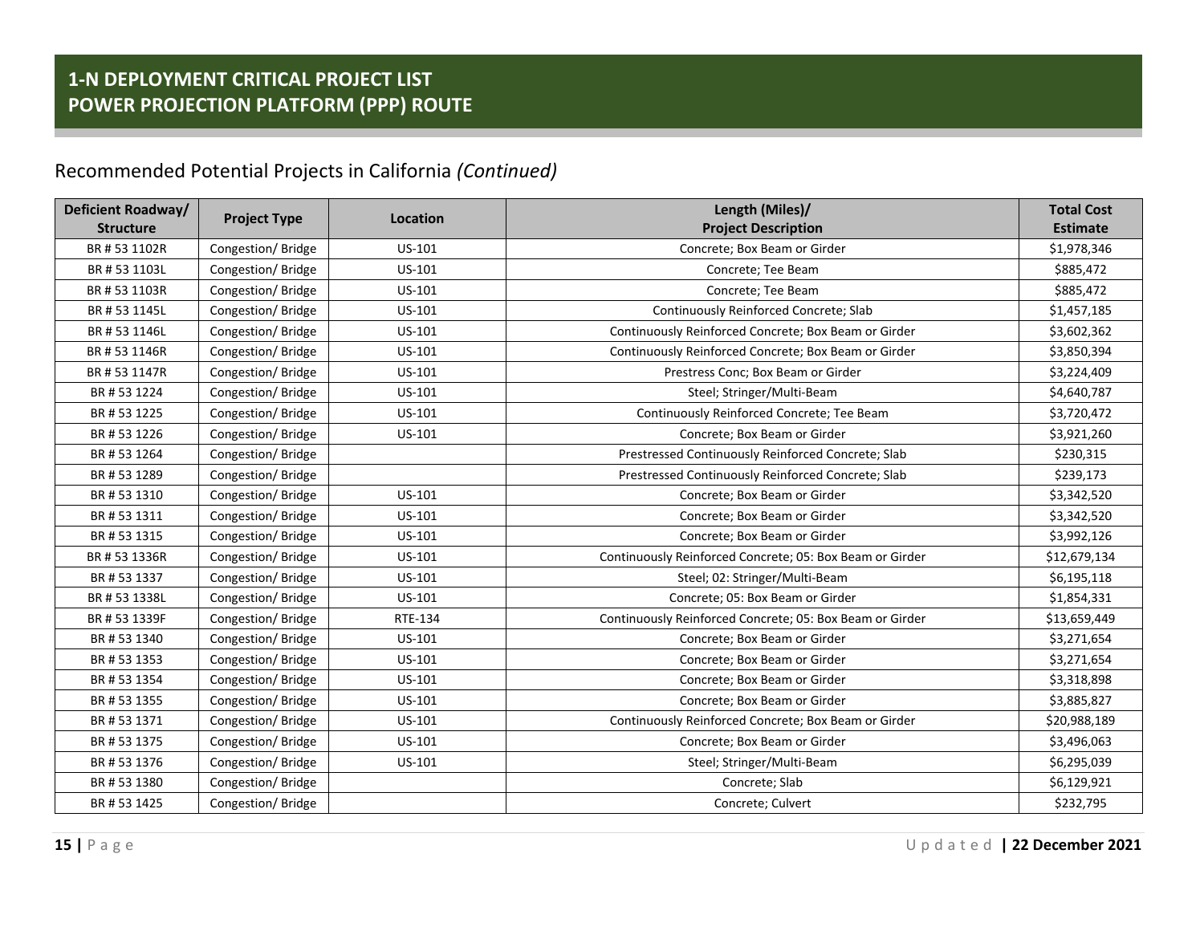# 1-N DEPLOYMENT CRITICAL PROJECT LIST
# POWER PROJECTION PLATFORM (PPP) ROUTE

## Recommended Potential Projects in California *(Continued)*

| Deficient Roadway/ Structure | Project Type | Location | Length (Miles)/ Project Description | Total Cost Estimate |
|---|---|---|---|---|
| BR # 53 1102R | Congestion/ Bridge | US-101 | Concrete; Box Beam or Girder | $1,978,346 |
| BR # 53 1103L | Congestion/ Bridge | US-101 | Concrete; Tee Beam | $885,472 |
| BR # 53 1103R | Congestion/ Bridge | US-101 | Concrete; Tee Beam | $885,472 |
| BR # 53 1145L | Congestion/ Bridge | US-101 | Continuously Reinforced Concrete; Slab | $1,457,185 |
| BR # 53 1146L | Congestion/ Bridge | US-101 | Continuously Reinforced Concrete; Box Beam or Girder | $3,602,362 |
| BR # 53 1146R | Congestion/ Bridge | US-101 | Continuously Reinforced Concrete; Box Beam or Girder | $3,850,394 |
| BR # 53 1147R | Congestion/ Bridge | US-101 | Prestress Conc; Box Beam or Girder | $3,224,409 |
| BR # 53 1224 | Congestion/ Bridge | US-101 | Steel; Stringer/Multi-Beam | $4,640,787 |
| BR # 53 1225 | Congestion/ Bridge | US-101 | Continuously Reinforced Concrete; Tee Beam | $3,720,472 |
| BR # 53 1226 | Congestion/ Bridge | US-101 | Concrete; Box Beam or Girder | $3,921,260 |
| BR # 53 1264 | Congestion/ Bridge | | Prestressed Continuously Reinforced Concrete; Slab | $230,315 |
| BR # 53 1289 | Congestion/ Bridge | | Prestressed Continuously Reinforced Concrete; Slab | $239,173 |
| BR # 53 1310 | Congestion/ Bridge | US-101 | Concrete; Box Beam or Girder | $3,342,520 |
| BR # 53 1311 | Congestion/ Bridge | US-101 | Concrete; Box Beam or Girder | $3,342,520 |
| BR # 53 1315 | Congestion/ Bridge | US-101 | Concrete; Box Beam or Girder | $3,992,126 |
| BR # 53 1336R | Congestion/ Bridge | US-101 | Continuously Reinforced Concrete; 05: Box Beam or Girder | $12,679,134 |
| BR # 53 1337 | Congestion/ Bridge | US-101 | Steel; 02: Stringer/Multi-Beam | $6,195,118 |
| BR # 53 1338L | Congestion/ Bridge | US-101 | Concrete; 05: Box Beam or Girder | $1,854,331 |
| BR # 53 1339F | Congestion/ Bridge | RTE-134 | Continuously Reinforced Concrete; 05: Box Beam or Girder | $13,659,449 |
| BR # 53 1340 | Congestion/ Bridge | US-101 | Concrete; Box Beam or Girder | $3,271,654 |
| BR # 53 1353 | Congestion/ Bridge | US-101 | Concrete; Box Beam or Girder | $3,271,654 |
| BR # 53 1354 | Congestion/ Bridge | US-101 | Concrete; Box Beam or Girder | $3,318,898 |
| BR # 53 1355 | Congestion/ Bridge | US-101 | Concrete; Box Beam or Girder | $3,885,827 |
| BR # 53 1371 | Congestion/ Bridge | US-101 | Continuously Reinforced Concrete; Box Beam or Girder | $20,988,189 |
| BR # 53 1375 | Congestion/ Bridge | US-101 | Concrete; Box Beam or Girder | $3,496,063 |
| BR # 53 1376 | Congestion/ Bridge | US-101 | Steel; Stringer/Multi-Beam | $6,295,039 |
| BR # 53 1380 | Congestion/ Bridge | | Concrete; Slab | $6,129,921 |
| BR # 53 1425 | Congestion/ Bridge | | Concrete; Culvert | $232,795 |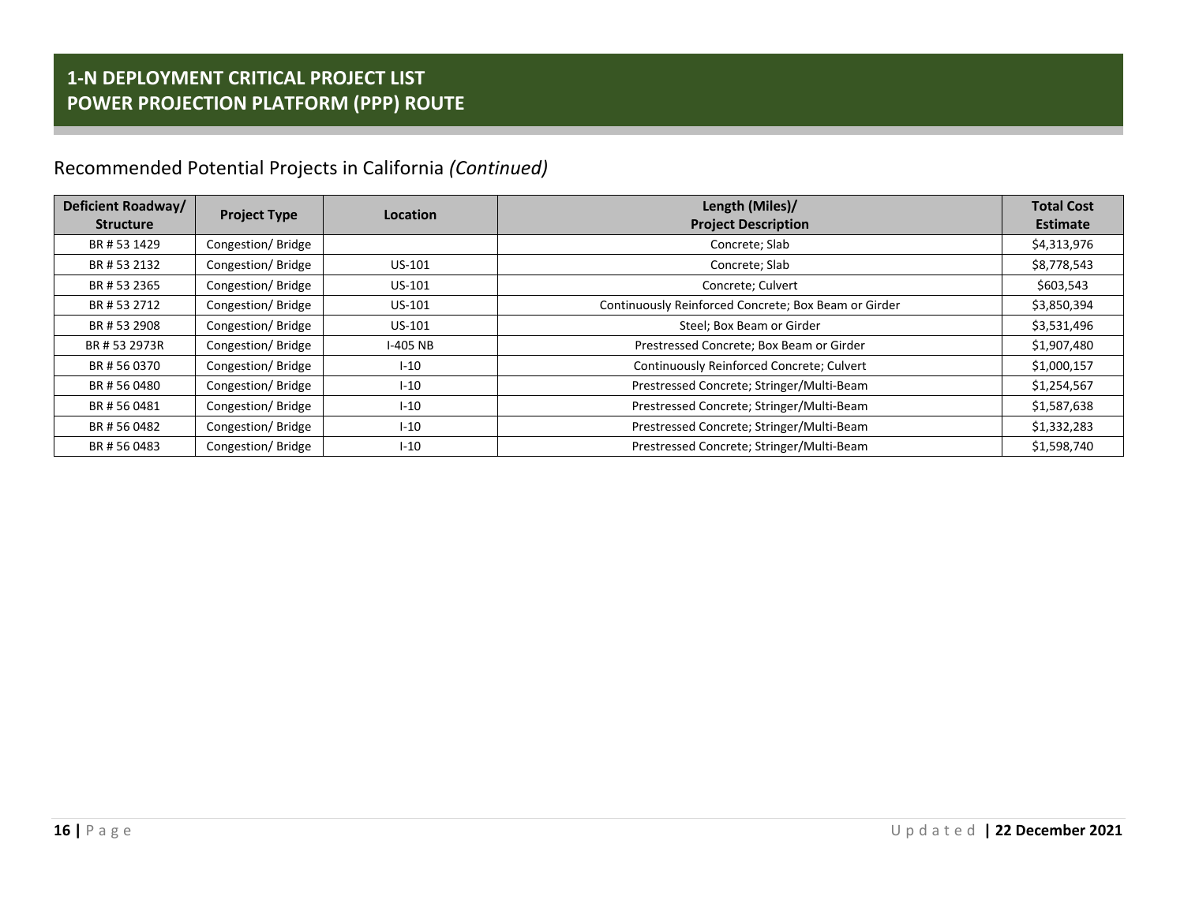# 1-N DEPLOYMENT CRITICAL PROJECT LIST
# POWER PROJECTION PLATFORM (PPP) ROUTE

## Recommended Potential Projects in California *(Continued)*

| Deficient Roadway/ Structure | Project Type | Location | Length (Miles)/ Project Description | Total Cost Estimate |
|---|---|---|---|---|
| BR # 53 1429 | Congestion/ Bridge | | Concrete; Slab | $4,313,976 |
| BR # 53 2132 | Congestion/ Bridge | US-101 | Concrete; Slab | $8,778,543 |
| BR # 53 2365 | Congestion/ Bridge | US-101 | Concrete; Culvert | $603,543 |
| BR # 53 2712 | Congestion/ Bridge | US-101 | Continuously Reinforced Concrete; Box Beam or Girder | $3,850,394 |
| BR # 53 2908 | Congestion/ Bridge | US-101 | Steel; Box Beam or Girder | $3,531,496 |
| BR # 53 2973R | Congestion/ Bridge | I-405 NB | Prestressed Concrete; Box Beam or Girder | $1,907,480 |
| BR # 56 0370 | Congestion/ Bridge | I-10 | Continuously Reinforced Concrete; Culvert | $1,000,157 |
| BR # 56 0480 | Congestion/ Bridge | I-10 | Prestressed Concrete; Stringer/Multi-Beam | $1,254,567 |
| BR # 56 0481 | Congestion/ Bridge | I-10 | Prestressed Concrete; Stringer/Multi-Beam | $1,587,638 |
| BR # 56 0482 | Congestion/ Bridge | I-10 | Prestressed Concrete; Stringer/Multi-Beam | $1,332,283 |
| BR # 56 0483 | Congestion/ Bridge | I-10 | Prestressed Concrete; Stringer/Multi-Beam | $1,598,740 |